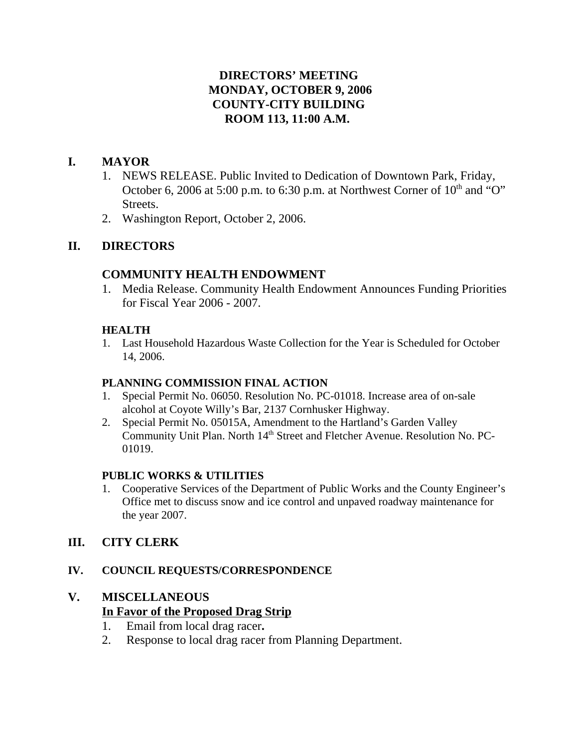# DIRECTORS' MEETING
# MONDAY, OCTOBER 9, 2006
# COUNTY-CITY BUILDING
# ROOM 113, 11:00 A.M.

## I. MAYOR

1. NEWS RELEASE. Public Invited to Dedication of Downtown Park, Friday, October 6, 2006 at 5:00 p.m. to 6:30 p.m. at Northwest Corner of 10th and "O" Streets.
2. Washington Report, October 2, 2006.

## II. DIRECTORS

### COMMUNITY HEALTH ENDOWMENT

1. Media Release. Community Health Endowment Announces Funding Priorities for Fiscal Year 2006 - 2007.

### HEALTH

1. Last Household Hazardous Waste Collection for the Year is Scheduled for October 14, 2006.

### PLANNING COMMISSION FINAL ACTION

1. Special Permit No. 06050. Resolution No. PC-01018. Increase area of on-sale alcohol at Coyote Willy's Bar, 2137 Cornhusker Highway.
2. Special Permit No. 05015A, Amendment to the Hartland's Garden Valley Community Unit Plan. North 14th Street and Fletcher Avenue. Resolution No. PC-01019.

### PUBLIC WORKS & UTILITIES

1. Cooperative Services of the Department of Public Works and the County Engineer's Office met to discuss snow and ice control and unpaved roadway maintenance for the year 2007.

## III. CITY CLERK

## IV. COUNCIL REQUESTS/CORRESPONDENCE

## V. MISCELLANEOUS

**In Favor of the Proposed Drag Strip**

1. Email from local drag racer**.**
2. Response to local drag racer from Planning Department.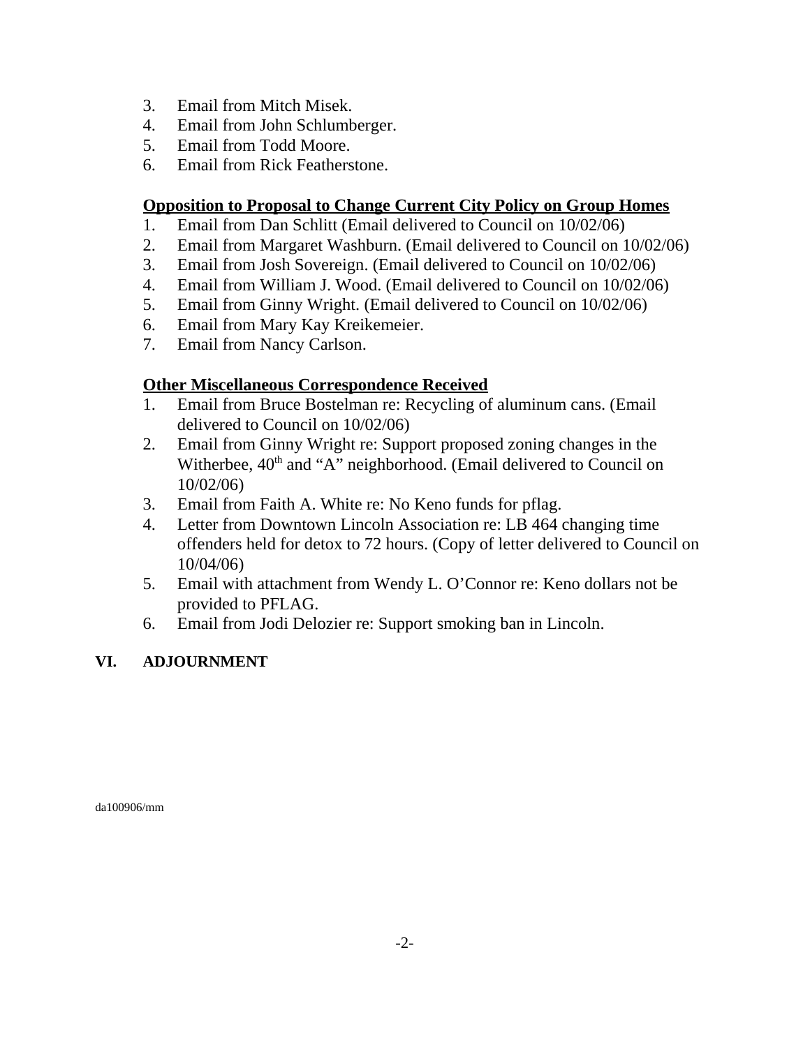3. Email from Mitch Misek.
4. Email from John Schlumberger.
5. Email from Todd Moore.
6. Email from Rick Featherstone.

**Opposition to Proposal to Change Current City Policy on Group Homes**

1. Email from Dan Schlitt (Email delivered to Council on 10/02/06)
2. Email from Margaret Washburn. (Email delivered to Council on 10/02/06)
3. Email from Josh Sovereign. (Email delivered to Council on 10/02/06)
4. Email from William J. Wood. (Email delivered to Council on 10/02/06)
5. Email from Ginny Wright. (Email delivered to Council on 10/02/06)
6. Email from Mary Kay Kreikemeier.
7. Email from Nancy Carlson.

**Other Miscellaneous Correspondence Received**

1. Email from Bruce Bostelman re: Recycling of aluminum cans. (Email delivered to Council on 10/02/06)
2. Email from Ginny Wright re: Support proposed zoning changes in the Witherbee, 40th and "A" neighborhood. (Email delivered to Council on 10/02/06)
3. Email from Faith A. White re: No Keno funds for pflag.
4. Letter from Downtown Lincoln Association re: LB 464 changing time offenders held for detox to 72 hours. (Copy of letter delivered to Council on 10/04/06)
5. Email with attachment from Wendy L. O'Connor re: Keno dollars not be provided to PFLAG.
6. Email from Jodi Delozier re: Support smoking ban in Lincoln.

**VI. ADJOURNMENT**

da100906/mm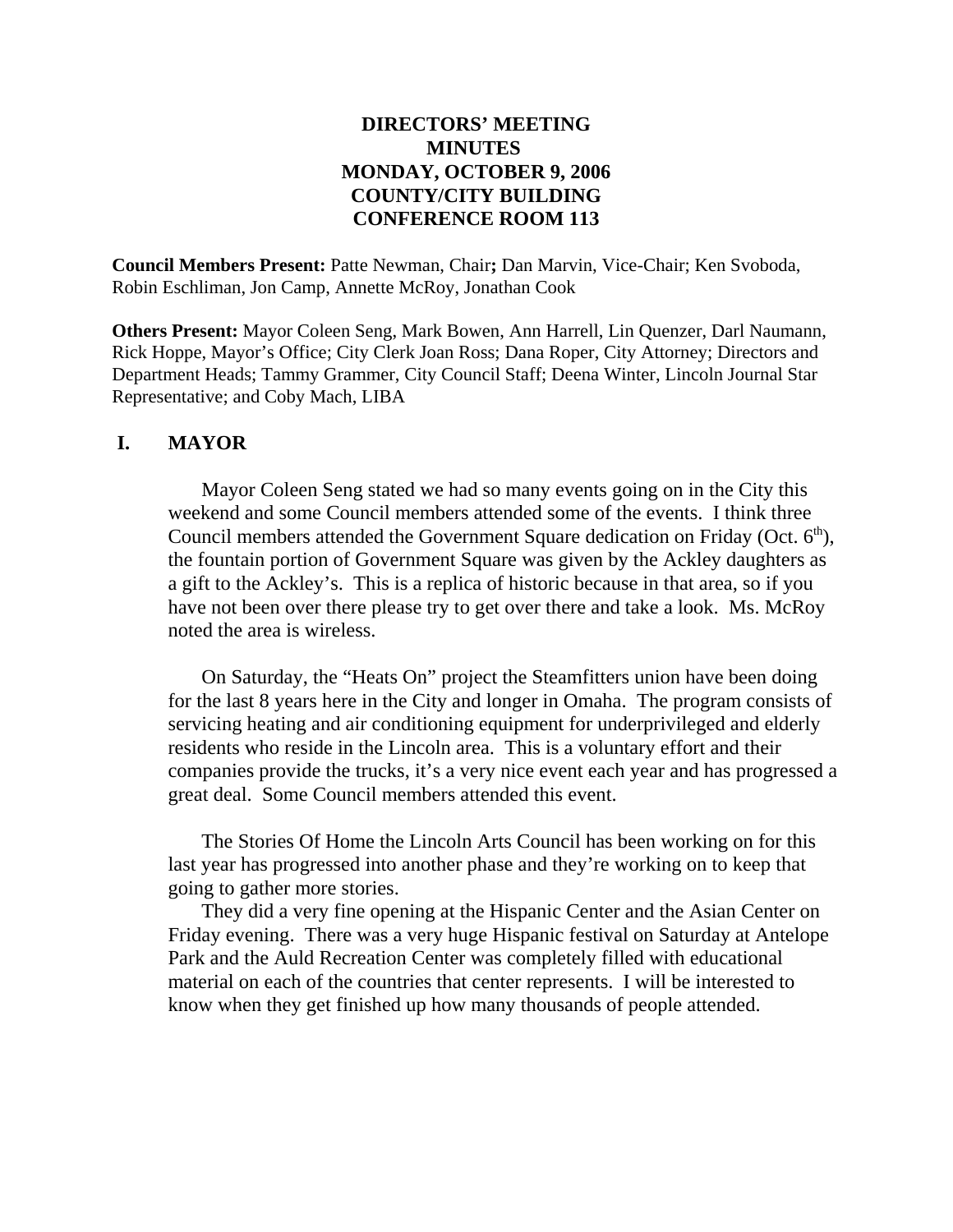**DIRECTORS' MEETING**
**MINUTES**
**MONDAY, OCTOBER 9, 2006**
**COUNTY/CITY BUILDING**
**CONFERENCE ROOM 113**

**Council Members Present:** Patte Newman, Chair**;** Dan Marvin, Vice-Chair; Ken Svoboda, Robin Eschliman, Jon Camp, Annette McRoy, Jonathan Cook

**Others Present:** Mayor Coleen Seng, Mark Bowen, Ann Harrell, Lin Quenzer, Darl Naumann, Rick Hoppe, Mayor's Office; City Clerk Joan Ross; Dana Roper, City Attorney; Directors and Department Heads; Tammy Grammer, City Council Staff; Deena Winter, Lincoln Journal Star Representative; and Coby Mach, LIBA

## I. MAYOR

Mayor Coleen Seng stated we had so many events going on in the City this weekend and some Council members attended some of the events. I think three Council members attended the Government Square dedication on Friday (Oct. 6th), the fountain portion of Government Square was given by the Ackley daughters as a gift to the Ackley's. This is a replica of historic because in that area, so if you have not been over there please try to get over there and take a look. Ms. McRoy noted the area is wireless.

On Saturday, the "Heats On" project the Steamfitters union have been doing for the last 8 years here in the City and longer in Omaha. The program consists of servicing heating and air conditioning equipment for underprivileged and elderly residents who reside in the Lincoln area. This is a voluntary effort and their companies provide the trucks, it's a very nice event each year and has progressed a great deal. Some Council members attended this event.

The Stories Of Home the Lincoln Arts Council has been working on for this last year has progressed into another phase and they're working on to keep that going to gather more stories.

They did a very fine opening at the Hispanic Center and the Asian Center on Friday evening. There was a very huge Hispanic festival on Saturday at Antelope Park and the Auld Recreation Center was completely filled with educational material on each of the countries that center represents. I will be interested to know when they get finished up how many thousands of people attended.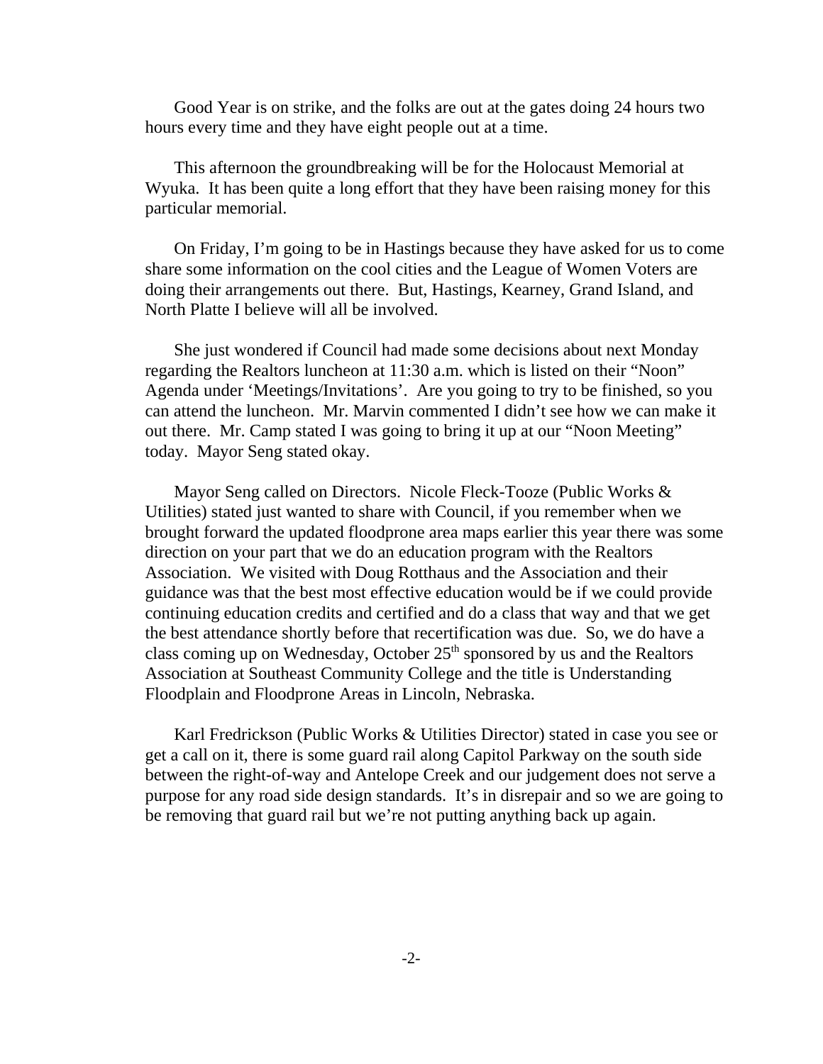Good Year is on strike, and the folks are out at the gates doing 24 hours two hours every time and they have eight people out at a time.

This afternoon the groundbreaking will be for the Holocaust Memorial at Wyuka. It has been quite a long effort that they have been raising money for this particular memorial.

On Friday, I'm going to be in Hastings because they have asked for us to come share some information on the cool cities and the League of Women Voters are doing their arrangements out there. But, Hastings, Kearney, Grand Island, and North Platte I believe will all be involved.

She just wondered if Council had made some decisions about next Monday regarding the Realtors luncheon at 11:30 a.m. which is listed on their "Noon" Agenda under 'Meetings/Invitations'. Are you going to try to be finished, so you can attend the luncheon. Mr. Marvin commented I didn't see how we can make it out there. Mr. Camp stated I was going to bring it up at our "Noon Meeting" today. Mayor Seng stated okay.

Mayor Seng called on Directors. Nicole Fleck-Tooze (Public Works & Utilities) stated just wanted to share with Council, if you remember when we brought forward the updated floodprone area maps earlier this year there was some direction on your part that we do an education program with the Realtors Association. We visited with Doug Rotthaus and the Association and their guidance was that the best most effective education would be if we could provide continuing education credits and certified and do a class that way and that we get the best attendance shortly before that recertification was due. So, we do have a class coming up on Wednesday, October 25th sponsored by us and the Realtors Association at Southeast Community College and the title is Understanding Floodplain and Floodprone Areas in Lincoln, Nebraska.

Karl Fredrickson (Public Works & Utilities Director) stated in case you see or get a call on it, there is some guard rail along Capitol Parkway on the south side between the right-of-way and Antelope Creek and our judgement does not serve a purpose for any road side design standards. It's in disrepair and so we are going to be removing that guard rail but we're not putting anything back up again.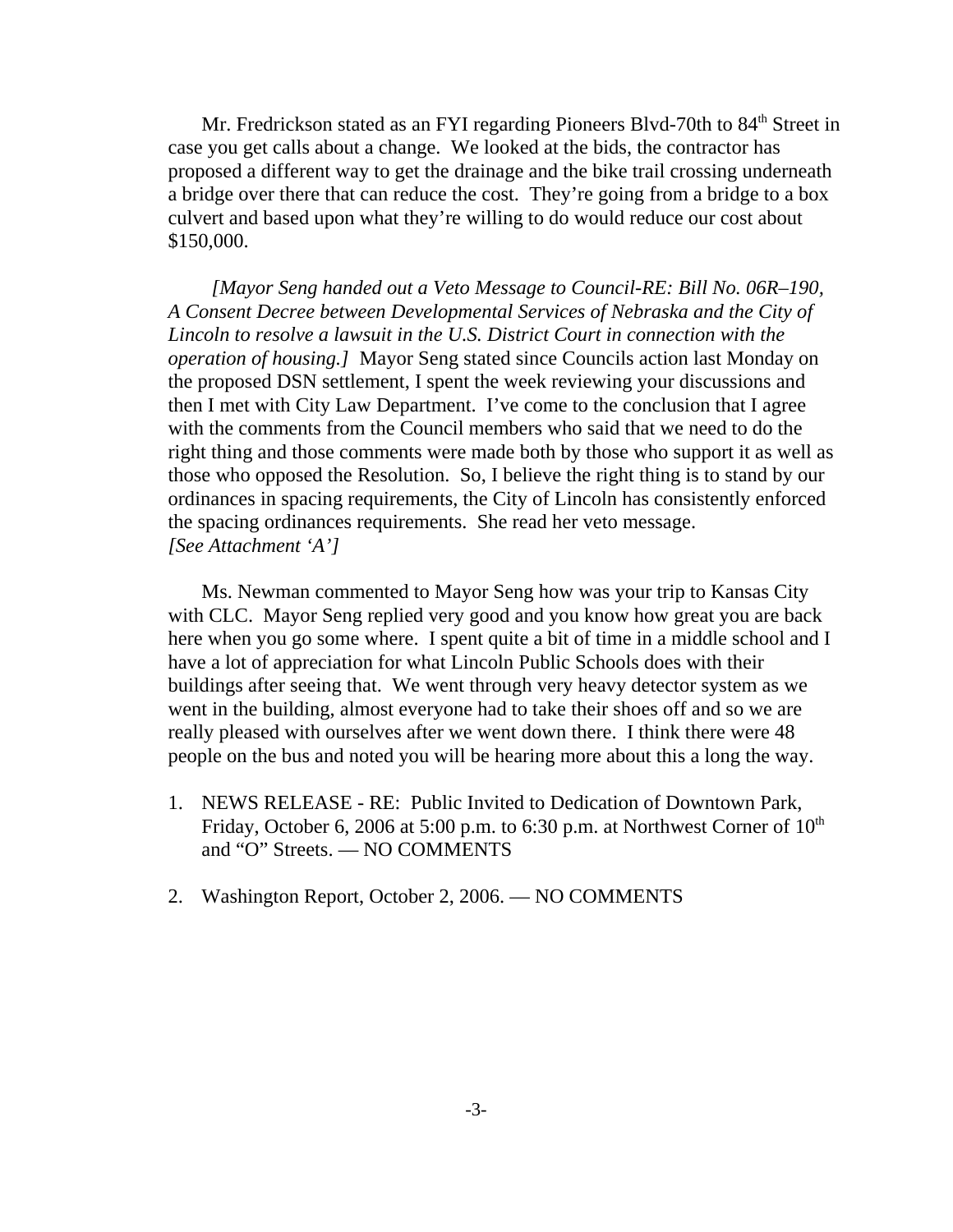Mr. Fredrickson stated as an FYI regarding Pioneers Blvd-70th to 84th Street in case you get calls about a change. We looked at the bids, the contractor has proposed a different way to get the drainage and the bike trail crossing underneath a bridge over there that can reduce the cost. They're going from a bridge to a box culvert and based upon what they're willing to do would reduce our cost about $150,000.

*[Mayor Seng handed out a Veto Message to Council-RE: Bill No. 06R–190, A Consent Decree between Developmental Services of Nebraska and the City of Lincoln to resolve a lawsuit in the U.S. District Court in connection with the operation of housing.]* Mayor Seng stated since Councils action last Monday on the proposed DSN settlement, I spent the week reviewing your discussions and then I met with City Law Department. I've come to the conclusion that I agree with the comments from the Council members who said that we need to do the right thing and those comments were made both by those who support it as well as those who opposed the Resolution. So, I believe the right thing is to stand by our ordinances in spacing requirements, the City of Lincoln has consistently enforced the spacing ordinances requirements. She read her veto message. *[See Attachment 'A']*

Ms. Newman commented to Mayor Seng how was your trip to Kansas City with CLC. Mayor Seng replied very good and you know how great you are back here when you go some where. I spent quite a bit of time in a middle school and I have a lot of appreciation for what Lincoln Public Schools does with their buildings after seeing that. We went through very heavy detector system as we went in the building, almost everyone had to take their shoes off and so we are really pleased with ourselves after we went down there. I think there were 48 people on the bus and noted you will be hearing more about this a long the way.

1. NEWS RELEASE - RE: Public Invited to Dedication of Downtown Park, Friday, October 6, 2006 at 5:00 p.m. to 6:30 p.m. at Northwest Corner of 10th and "O" Streets. — NO COMMENTS

2. Washington Report, October 2, 2006. — NO COMMENTS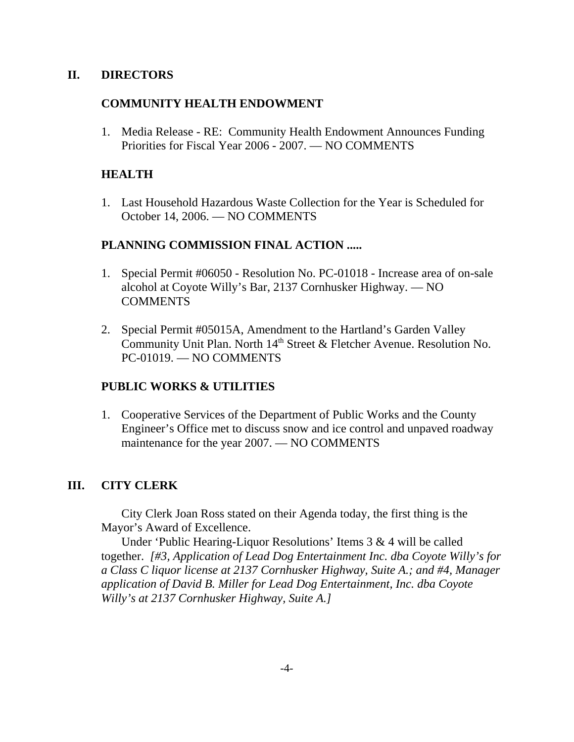## II. DIRECTORS

### COMMUNITY HEALTH ENDOWMENT

1. Media Release - RE: Community Health Endowment Announces Funding Priorities for Fiscal Year 2006 - 2007. — NO COMMENTS

### HEALTH

1. Last Household Hazardous Waste Collection for the Year is Scheduled for October 14, 2006. — NO COMMENTS

### PLANNING COMMISSION FINAL ACTION .....

1. Special Permit #06050 - Resolution No. PC-01018 - Increase area of on-sale alcohol at Coyote Willy's Bar, 2137 Cornhusker Highway. — NO COMMENTS

2. Special Permit #05015A, Amendment to the Hartland's Garden Valley Community Unit Plan. North 14th Street & Fletcher Avenue. Resolution No. PC-01019. — NO COMMENTS

### PUBLIC WORKS & UTILITIES

1. Cooperative Services of the Department of Public Works and the County Engineer's Office met to discuss snow and ice control and unpaved roadway maintenance for the year 2007. — NO COMMENTS

## III. CITY CLERK

City Clerk Joan Ross stated on their Agenda today, the first thing is the Mayor's Award of Excellence.

Under 'Public Hearing-Liquor Resolutions' Items 3 & 4 will be called together. *[#3, Application of Lead Dog Entertainment Inc. dba Coyote Willy's for a Class C liquor license at 2137 Cornhusker Highway, Suite A.; and #4, Manager application of David B. Miller for Lead Dog Entertainment, Inc. dba Coyote Willy's at 2137 Cornhusker Highway, Suite A.]*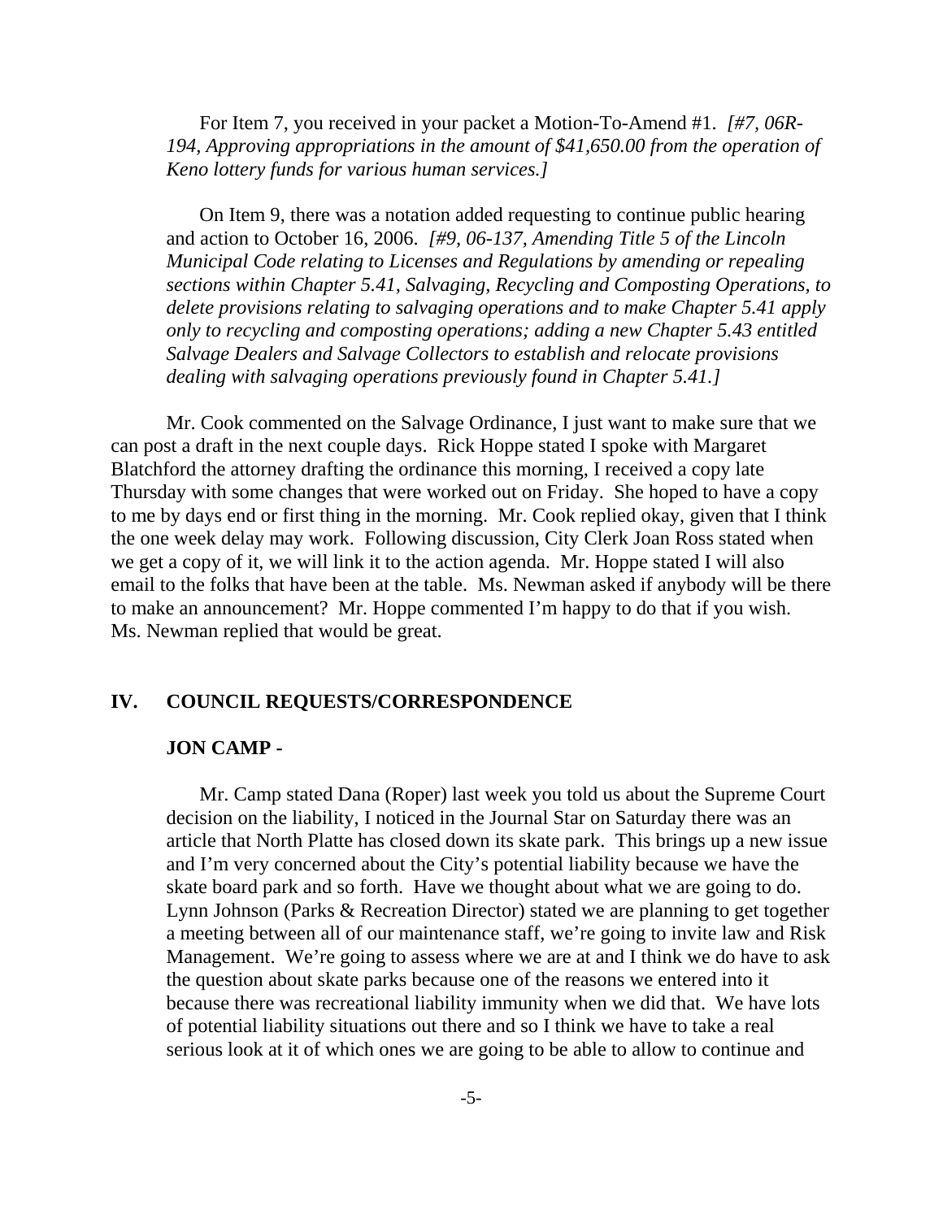For Item 7, you received in your packet a Motion-To-Amend #1. *[#7, 06R-194, Approving appropriations in the amount of $41,650.00 from the operation of Keno lottery funds for various human services.]*

On Item 9, there was a notation added requesting to continue public hearing and action to October 16, 2006. *[#9, 06-137, Amending Title 5 of the Lincoln Municipal Code relating to Licenses and Regulations by amending or repealing sections within Chapter 5.41, Salvaging, Recycling and Composting Operations, to delete provisions relating to salvaging operations and to make Chapter 5.41 apply only to recycling and composting operations; adding a new Chapter 5.43 entitled Salvage Dealers and Salvage Collectors to establish and relocate provisions dealing with salvaging operations previously found in Chapter 5.41.]*

Mr. Cook commented on the Salvage Ordinance, I just want to make sure that we can post a draft in the next couple days. Rick Hoppe stated I spoke with Margaret Blatchford the attorney drafting the ordinance this morning, I received a copy late Thursday with some changes that were worked out on Friday. She hoped to have a copy to me by days end or first thing in the morning. Mr. Cook replied okay, given that I think the one week delay may work. Following discussion, City Clerk Joan Ross stated when we get a copy of it, we will link it to the action agenda. Mr. Hoppe stated I will also email to the folks that have been at the table. Ms. Newman asked if anybody will be there to make an announcement? Mr. Hoppe commented I'm happy to do that if you wish. Ms. Newman replied that would be great.

## IV. COUNCIL REQUESTS/CORRESPONDENCE

### JON CAMP -

Mr. Camp stated Dana (Roper) last week you told us about the Supreme Court decision on the liability, I noticed in the Journal Star on Saturday there was an article that North Platte has closed down its skate park. This brings up a new issue and I'm very concerned about the City's potential liability because we have the skate board park and so forth. Have we thought about what we are going to do. Lynn Johnson (Parks & Recreation Director) stated we are planning to get together a meeting between all of our maintenance staff, we're going to invite law and Risk Management. We're going to assess where we are at and I think we do have to ask the question about skate parks because one of the reasons we entered into it because there was recreational liability immunity when we did that. We have lots of potential liability situations out there and so I think we have to take a real serious look at it of which ones we are going to be able to allow to continue and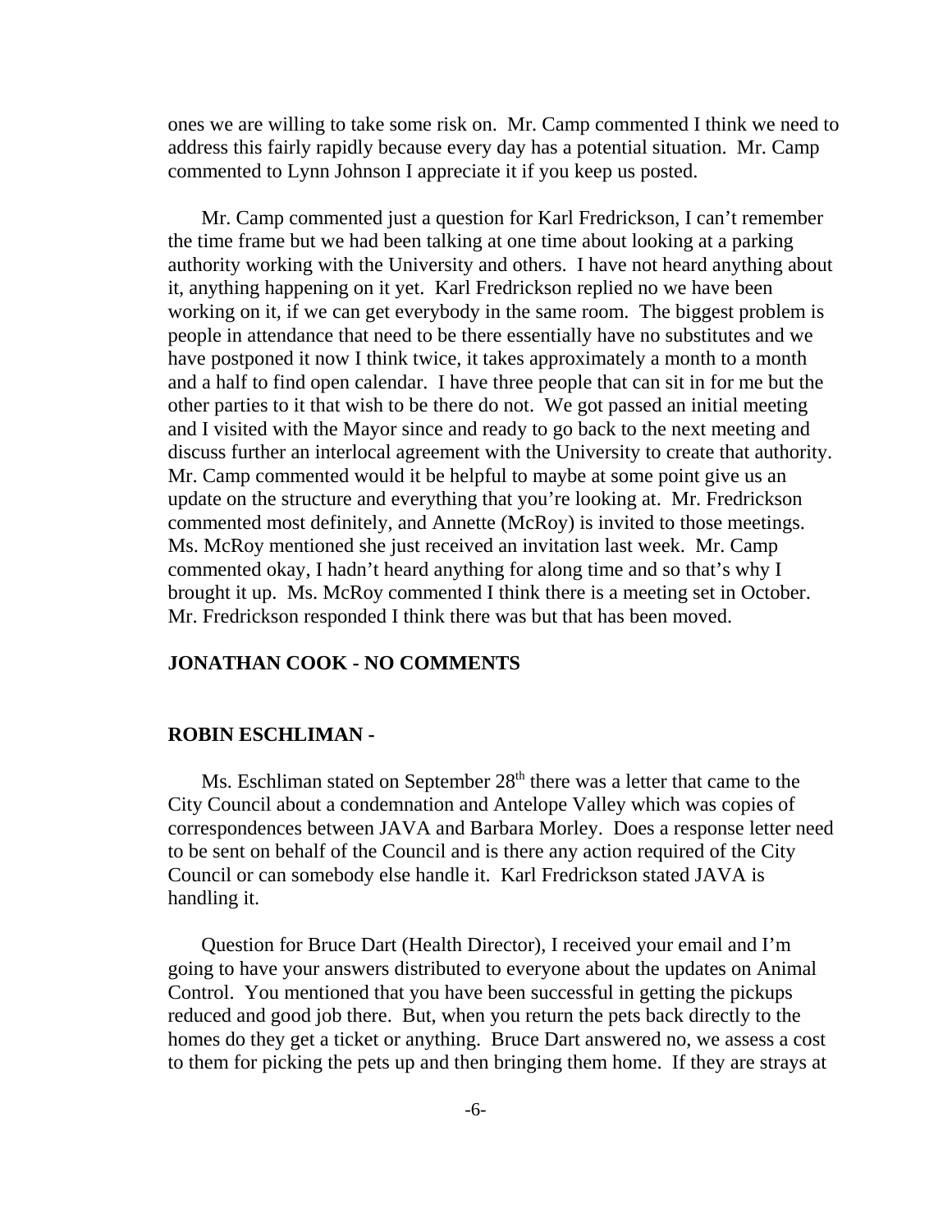ones we are willing to take some risk on. Mr. Camp commented I think we need to address this fairly rapidly because every day has a potential situation. Mr. Camp commented to Lynn Johnson I appreciate it if you keep us posted.

Mr. Camp commented just a question for Karl Fredrickson, I can't remember the time frame but we had been talking at one time about looking at a parking authority working with the University and others. I have not heard anything about it, anything happening on it yet. Karl Fredrickson replied no we have been working on it, if we can get everybody in the same room. The biggest problem is people in attendance that need to be there essentially have no substitutes and we have postponed it now I think twice, it takes approximately a month to a month and a half to find open calendar. I have three people that can sit in for me but the other parties to it that wish to be there do not. We got passed an initial meeting and I visited with the Mayor since and ready to go back to the next meeting and discuss further an interlocal agreement with the University to create that authority. Mr. Camp commented would it be helpful to maybe at some point give us an update on the structure and everything that you're looking at. Mr. Fredrickson commented most definitely, and Annette (McRoy) is invited to those meetings. Ms. McRoy mentioned she just received an invitation last week. Mr. Camp commented okay, I hadn't heard anything for along time and so that's why I brought it up. Ms. McRoy commented I think there is a meeting set in October. Mr. Fredrickson responded I think there was but that has been moved.

**JONATHAN COOK - NO COMMENTS**

**ROBIN ESCHLIMAN -**

Ms. Eschliman stated on September 28th there was a letter that came to the City Council about a condemnation and Antelope Valley which was copies of correspondences between JAVA and Barbara Morley. Does a response letter need to be sent on behalf of the Council and is there any action required of the City Council or can somebody else handle it. Karl Fredrickson stated JAVA is handling it.

Question for Bruce Dart (Health Director), I received your email and I'm going to have your answers distributed to everyone about the updates on Animal Control. You mentioned that you have been successful in getting the pickups reduced and good job there. But, when you return the pets back directly to the homes do they get a ticket or anything. Bruce Dart answered no, we assess a cost to them for picking the pets up and then bringing them home. If they are strays at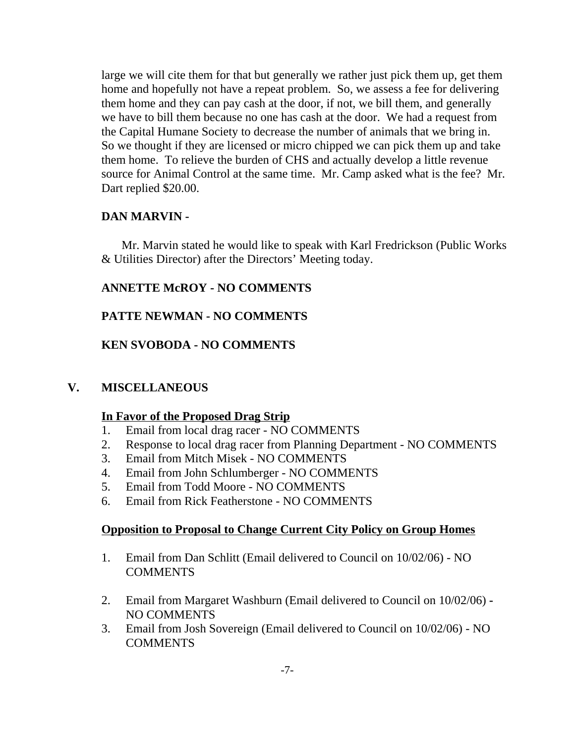large we will cite them for that but generally we rather just pick them up, get them home and hopefully not have a repeat problem. So, we assess a fee for delivering them home and they can pay cash at the door, if not, we bill them, and generally we have to bill them because no one has cash at the door. We had a request from the Capital Humane Society to decrease the number of animals that we bring in. So we thought if they are licensed or micro chipped we can pick them up and take them home. To relieve the burden of CHS and actually develop a little revenue source for Animal Control at the same time. Mr. Camp asked what is the fee? Mr. Dart replied $20.00.

**DAN MARVIN -**

Mr. Marvin stated he would like to speak with Karl Fredrickson (Public Works & Utilities Director) after the Directors' Meeting today.

**ANNETTE McROY - NO COMMENTS**

**PATTE NEWMAN - NO COMMENTS**

**KEN SVOBODA - NO COMMENTS**

## V. MISCELLANEOUS

**In Favor of the Proposed Drag Strip**

1. Email from local drag racer - NO COMMENTS
2. Response to local drag racer from Planning Department - NO COMMENTS
3. Email from Mitch Misek - NO COMMENTS
4. Email from John Schlumberger - NO COMMENTS
5. Email from Todd Moore - NO COMMENTS
6. Email from Rick Featherstone - NO COMMENTS

**Opposition to Proposal to Change Current City Policy on Group Homes**

1. Email from Dan Schlitt (Email delivered to Council on 10/02/06) - NO COMMENTS
2. Email from Margaret Washburn (Email delivered to Council on 10/02/06) - NO COMMENTS
3. Email from Josh Sovereign (Email delivered to Council on 10/02/06) - NO COMMENTS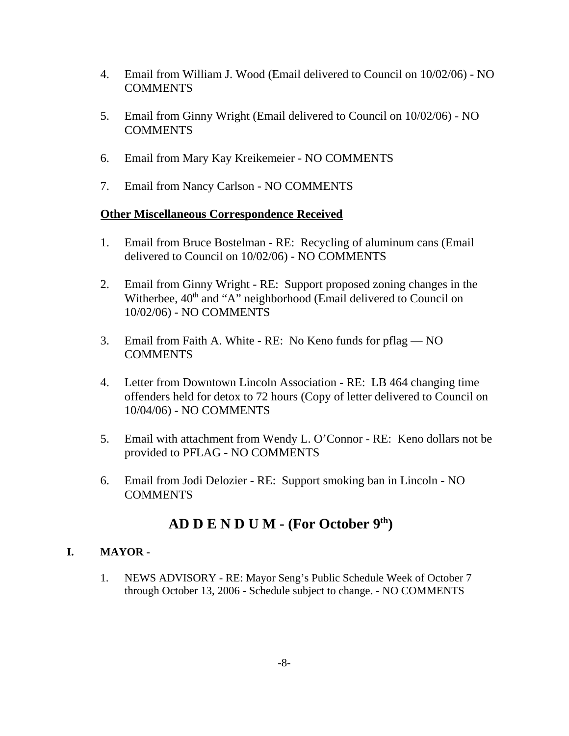4. Email from William J. Wood (Email delivered to Council on 10/02/06) - NO COMMENTS

5. Email from Ginny Wright (Email delivered to Council on 10/02/06) - NO COMMENTS

6. Email from Mary Kay Kreikemeier - NO COMMENTS

7. Email from Nancy Carlson - NO COMMENTS

**Other Miscellaneous Correspondence Received**

1. Email from Bruce Bostelman - RE: Recycling of aluminum cans (Email delivered to Council on 10/02/06) - NO COMMENTS

2. Email from Ginny Wright - RE: Support proposed zoning changes in the Witherbee, 40th and "A" neighborhood (Email delivered to Council on 10/02/06) - NO COMMENTS

3. Email from Faith A. White - RE: No Keno funds for pflag — NO COMMENTS

4. Letter from Downtown Lincoln Association - RE: LB 464 changing time offenders held for detox to 72 hours (Copy of letter delivered to Council on 10/04/06) - NO COMMENTS

5. Email with attachment from Wendy L. O'Connor - RE: Keno dollars not be provided to PFLAG - NO COMMENTS

6. Email from Jodi Delozier - RE: Support smoking ban in Lincoln - NO COMMENTS

## AD D E N D U M - (For October 9th)

**I. MAYOR -**

1. NEWS ADVISORY - RE: Mayor Seng's Public Schedule Week of October 7 through October 13, 2006 - Schedule subject to change. - NO COMMENTS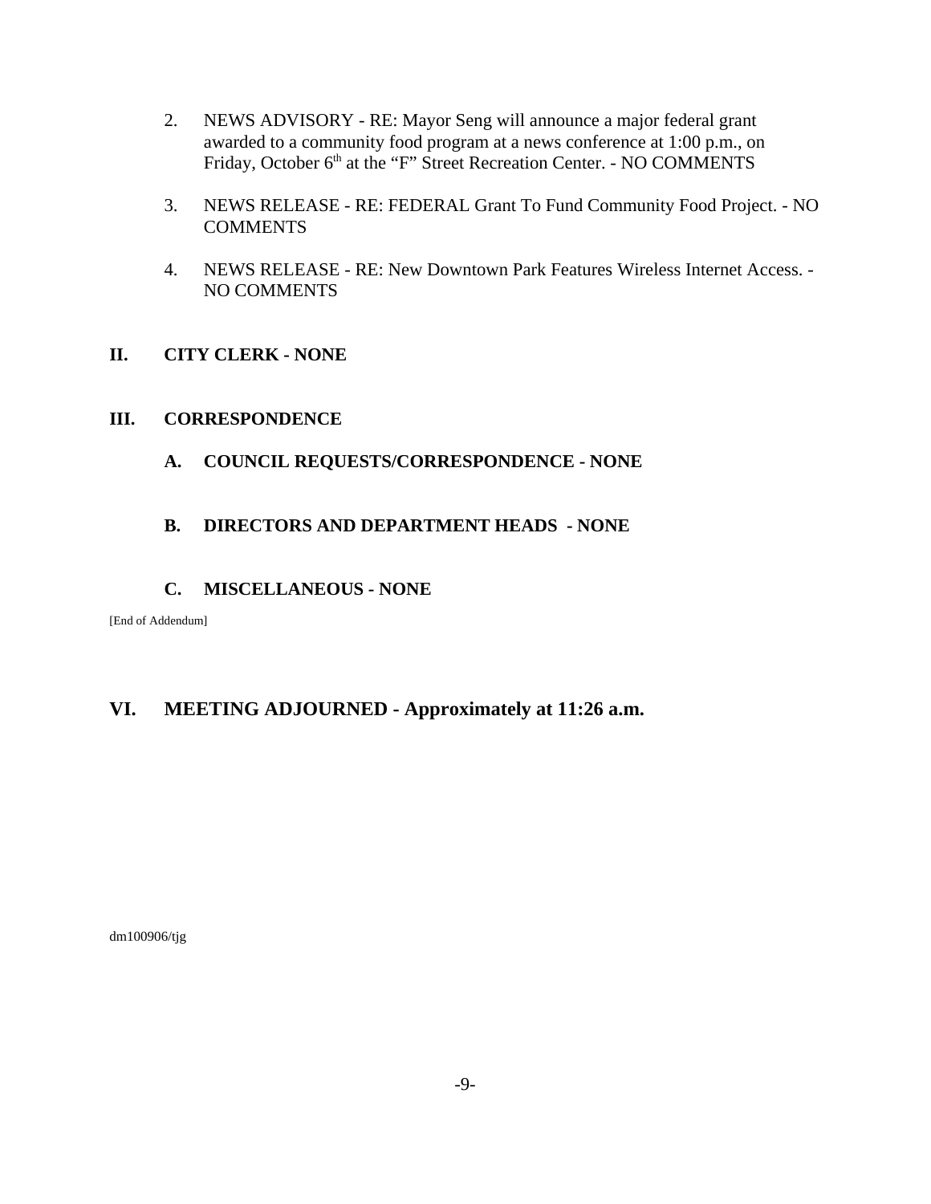2. NEWS ADVISORY - RE: Mayor Seng will announce a major federal grant awarded to a community food program at a news conference at 1:00 p.m., on Friday, October 6th at the "F" Street Recreation Center. - NO COMMENTS

3. NEWS RELEASE - RE: FEDERAL Grant To Fund Community Food Project. - NO COMMENTS

4. NEWS RELEASE - RE: New Downtown Park Features Wireless Internet Access. - NO COMMENTS

## II. CITY CLERK - NONE

## III. CORRESPONDENCE

### A. COUNCIL REQUESTS/CORRESPONDENCE - NONE

### B. DIRECTORS AND DEPARTMENT HEADS - NONE

### C. MISCELLANEOUS - NONE

[End of Addendum]

## VI. MEETING ADJOURNED - Approximately at 11:26 a.m.

dm100906/tjg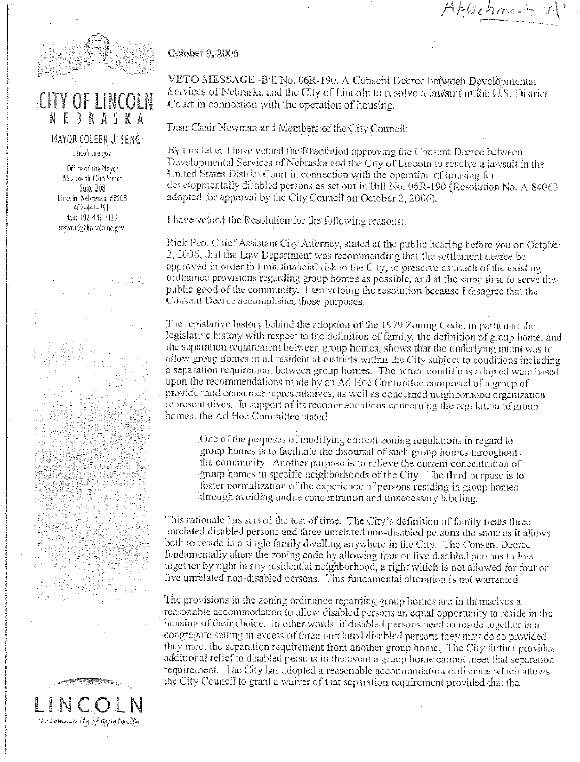Attachment 'A'

# CITY OF LINCOLN
NEBRASKA

MAYOR COLEEN J. SENG

lincoln.ne.gov

Office of the Mayor
555 South 10th Street
Suite 208
Lincoln, Nebraska 68508
402-441-7511
fax: 402-441-7120
mayor@lincoln.ne.gov

October 9, 2006

**VETO MESSAGE** -Bill No. 06R-190. A Consent Decree between Developmental Services of Nebraska and the City of Lincoln to resolve a lawsuit in the U.S. District Court in connection with the operation of housing.

Dear Chair Newman and Members of the City Council:

By this letter I have vetoed the Resolution approving the Consent Decree between Developmental Services of Nebraska and the City of Lincoln to resolve a lawsuit in the United States District Court in connection with the operation of housing for developmentally disabled persons as set out in Bill No. 06R-190 (Resolution No. A-84063 adopted for approval by the City Council on October 2, 2006).

I have vetoed the Resolution for the following reasons:

Rick Peo, Chief Assistant City Attorney, stated at the public hearing before you on October 2, 2006, that the Law Department was recommending that the settlement decree be approved in order to limit financial risk to the City, to preserve as much of the existing ordinance provisions regarding group homes as possible, and at the same time to serve the public good of the community. I am vetoing the resolution because I disagree that the Consent Decree accomplishes those purposes.

The legislative history behind the adoption of the 1979 Zoning Code, in particular the legislative history with respect to the definition of family, the definition of group home, and the separation requirement between group homes, shows that the underlying intent was to allow group homes in all residential districts within the City subject to conditions including a separation requirement between group homes. The actual conditions adopted were based upon the recommendations made by an Ad Hoc Committee composed of a group of provider and consumer representatives, as well as concerned neighborhood organization representatives. In support of its recommendations concerning the regulation of group homes, the Ad Hoc Committee stated:

> One of the purposes of modifying current zoning regulations in regard to group homes is to facilitate the disbursal of such group homes throughout the community. Another purpose is to relieve the current concentration of group homes in specific neighborhoods of the City. The third purpose is to foster normalization of the experience of persons residing in group homes through avoiding undue concentration and unnecessary labeling.

This rationale has served the test of time. The City's definition of family treats three unrelated disabled persons and three unrelated non-disabled persons the same as it allows both to reside in a single family dwelling anywhere in the City. The Consent Decree fundamentally alters the zoning code by allowing four or five disabled persons to live together by right in any residential neighborhood, a right which is not allowed for four or five unrelated non-disabled persons. This fundamental alteration is not warranted.

The provisions in the zoning ordinance regarding group homes are in themselves a reasonable accommodation to allow disabled persons an equal opportunity to reside in the housing of their choice. In other words, if disabled persons need to reside together in a congregate setting in excess of three unrelated disabled persons they may do so provided they meet the separation requirement from another group home. The City further provides additional relief to disabled persons in the event a group home cannot meet that separation requirement. The City has adopted a reasonable accommodation ordinance which allows the City Council to grant a waiver of that separation requirement provided that the

LINCOLN
*The Community of Opportunity*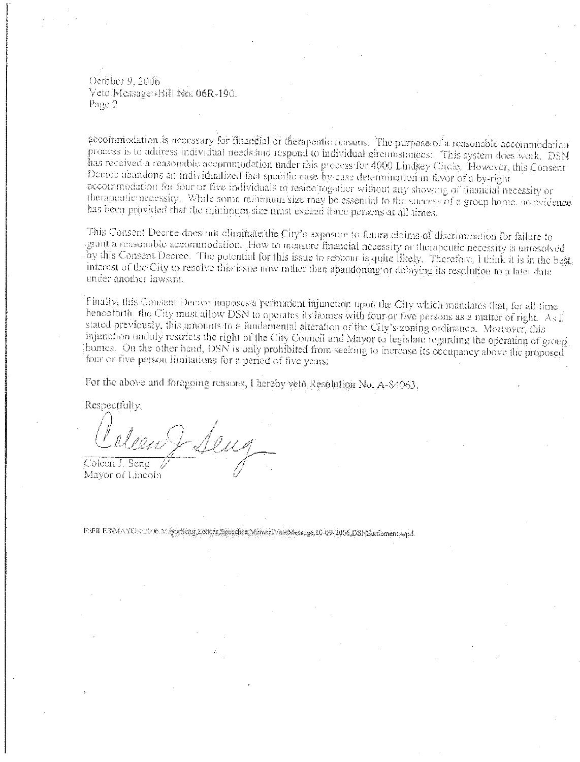October 9, 2006
Veto Message - Bill No. 06R-190
Page 2

accommodation is necessary for financial or therapeutic reasons. The purpose of a reasonable accommodation process is to address individual needs and respond to individual circumstances. This system does work. DSN has received a reasonable accommodation under this process for 4000 Lindsey Circle. However, this Consent Decree abandons an individualized fact specific case-by-case determination in favor of a by-right accommodation for four or five individuals to reside together without any showing of financial necessity or therapeutic necessity. While some minimum size may be essential to the success of a group home, no evidence has been provided that the minimum size must exceed three persons at all times.

This Consent Decree does not eliminate the City's exposure to future claims of discrimination for failure to grant a reasonable accommodation. How to measure financial necessity or therapeutic necessity is unresolved by this Consent Decree. The potential for this issue to reoccur is quite likely. Therefore, I think it is in the best interest of the City to resolve this issue now rather than abandoning or delaying its resolution to a later date under another lawsuit.

Finally, this Consent Decree imposes a permanent injunction upon the City which mandates that, for all time henceforth, the City must allow DSN to operates its homes with four or five persons as a matter of right. As I stated previously, this amounts to a fundamental alteration of the City's zoning ordinance. Moreover, this injunction unduly restricts the right of the City Council and Mayor to legislate regarding the operation of group homes. On the other hand, DSN is only prohibited from seeking to increase its occupancy above the proposed four or five person limitations for a period of five years.

For the above and foregoing reasons, I hereby veto Resolution No. A-84063.

Respectfully,

Coleen J. Seng
Mayor of Lincoln

F:\FILES\MAYOR\2006 MayorSeng Letters Speeches Memos\VetoMessage.10-09-2006.DSNSettlement.wpd